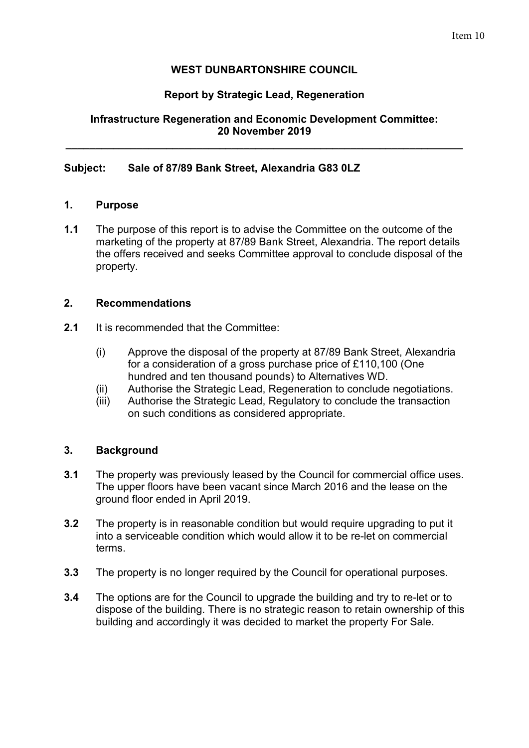Item 10

**WEST DUNBARTONSHIRE COUNCIL**

**Report by Strategic Lead, Regeneration**

**Infrastructure Regeneration and Economic Development Committee: 20 November 2019**

---

**Subject: Sale of 87/89 Bank Street, Alexandria G83 0LZ**

## 1. Purpose

**1.1** The purpose of this report is to advise the Committee on the outcome of the marketing of the property at 87/89 Bank Street, Alexandria. The report details the offers received and seeks Committee approval to conclude disposal of the property.

## 2. Recommendations

**2.1** It is recommended that the Committee:

(i) Approve the disposal of the property at 87/89 Bank Street, Alexandria for a consideration of a gross purchase price of £110,100 (One hundred and ten thousand pounds) to Alternatives WD.

(ii) Authorise the Strategic Lead, Regeneration to conclude negotiations.

(iii) Authorise the Strategic Lead, Regulatory to conclude the transaction on such conditions as considered appropriate.

## 3. Background

**3.1** The property was previously leased by the Council for commercial office uses. The upper floors have been vacant since March 2016 and the lease on the ground floor ended in April 2019.

**3.2** The property is in reasonable condition but would require upgrading to put it into a serviceable condition which would allow it to be re-let on commercial terms.

**3.3** The property is no longer required by the Council for operational purposes.

**3.4** The options are for the Council to upgrade the building and try to re-let or to dispose of the building. There is no strategic reason to retain ownership of this building and accordingly it was decided to market the property For Sale.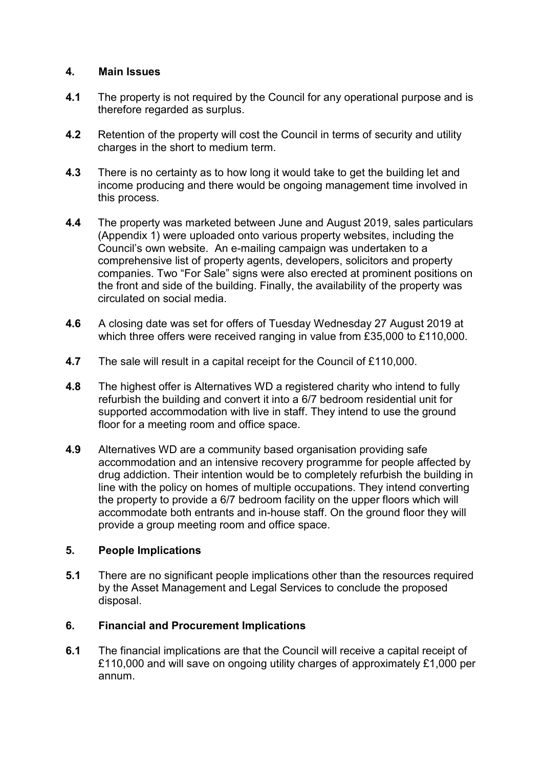## 4. Main Issues

**4.1** The property is not required by the Council for any operational purpose and is therefore regarded as surplus.

**4.2** Retention of the property will cost the Council in terms of security and utility charges in the short to medium term.

**4.3** There is no certainty as to how long it would take to get the building let and income producing and there would be ongoing management time involved in this process.

**4.4** The property was marketed between June and August 2019, sales particulars (Appendix 1) were uploaded onto various property websites, including the Council's own website. An e-mailing campaign was undertaken to a comprehensive list of property agents, developers, solicitors and property companies. Two "For Sale" signs were also erected at prominent positions on the front and side of the building. Finally, the availability of the property was circulated on social media.

**4.6** A closing date was set for offers of Tuesday Wednesday 27 August 2019 at which three offers were received ranging in value from £35,000 to £110,000.

**4.7** The sale will result in a capital receipt for the Council of £110,000.

**4.8** The highest offer is Alternatives WD a registered charity who intend to fully refurbish the building and convert it into a 6/7 bedroom residential unit for supported accommodation with live in staff. They intend to use the ground floor for a meeting room and office space.

**4.9** Alternatives WD are a community based organisation providing safe accommodation and an intensive recovery programme for people affected by drug addiction. Their intention would be to completely refurbish the building in line with the policy on homes of multiple occupations. They intend converting the property to provide a 6/7 bedroom facility on the upper floors which will accommodate both entrants and in-house staff. On the ground floor they will provide a group meeting room and office space.

## 5. People Implications

**5.1** There are no significant people implications other than the resources required by the Asset Management and Legal Services to conclude the proposed disposal.

## 6. Financial and Procurement Implications

**6.1** The financial implications are that the Council will receive a capital receipt of £110,000 and will save on ongoing utility charges of approximately £1,000 per annum.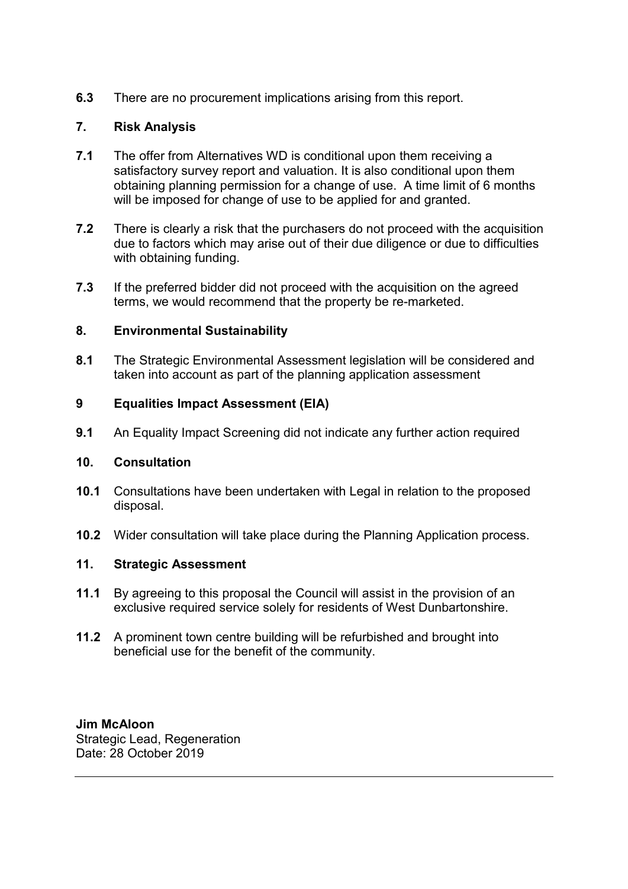**6.3** There are no procurement implications arising from this report.

## 7. Risk Analysis

**7.1** The offer from Alternatives WD is conditional upon them receiving a satisfactory survey report and valuation. It is also conditional upon them obtaining planning permission for a change of use. A time limit of 6 months will be imposed for change of use to be applied for and granted.

**7.2** There is clearly a risk that the purchasers do not proceed with the acquisition due to factors which may arise out of their due diligence or due to difficulties with obtaining funding.

**7.3** If the preferred bidder did not proceed with the acquisition on the agreed terms, we would recommend that the property be re-marketed.

## 8. Environmental Sustainability

**8.1** The Strategic Environmental Assessment legislation will be considered and taken into account as part of the planning application assessment

## 9 Equalities Impact Assessment (EIA)

**9.1** An Equality Impact Screening did not indicate any further action required

## 10. Consultation

**10.1** Consultations have been undertaken with Legal in relation to the proposed disposal.

**10.2** Wider consultation will take place during the Planning Application process.

## 11. Strategic Assessment

**11.1** By agreeing to this proposal the Council will assist in the provision of an exclusive required service solely for residents of West Dunbartonshire.

**11.2** A prominent town centre building will be refurbished and brought into beneficial use for the benefit of the community.

**Jim McAloon**
Strategic Lead, Regeneration
Date: 28 October 2019

---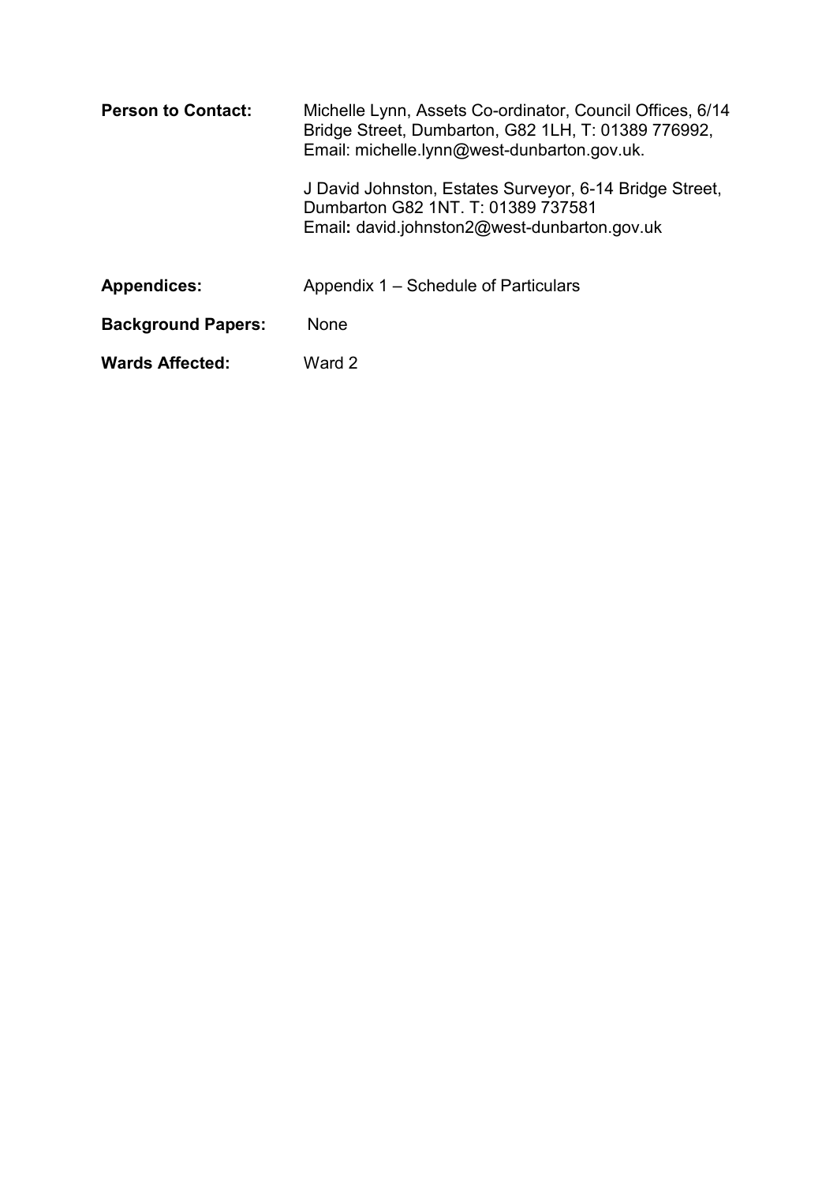**Person to Contact:** Michelle Lynn, Assets Co-ordinator, Council Offices, 6/14 Bridge Street, Dumbarton, G82 1LH, T: 01389 776992, Email: michelle.lynn@west-dunbarton.gov.uk.

J David Johnston, Estates Surveyor, 6-14 Bridge Street, Dumbarton G82 1NT. T: 01389 737581 Email: david.johnston2@west-dunbarton.gov.uk

**Appendices:** Appendix 1 – Schedule of Particulars

**Background Papers:** None

**Wards Affected:** Ward 2